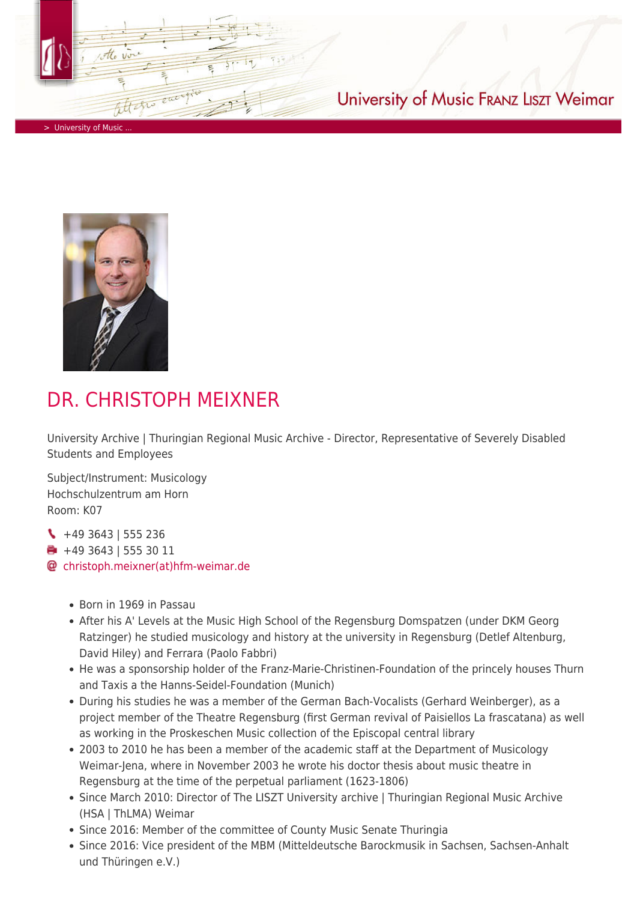University of Music FRANZ LISZT Weimar

> University of Music ...

# DR. CHRISTOPH MEIXNER

University Archive | Thuringian Regional Music Archive - Director, Representative of Severely Disabled Students and Employees

Subject/Instrument: Musicology
Hochschulzentrum am Horn
Room: K07

+49 3643 | 555 236
+49 3643 | 555 30 11
christoph.meixner(at)hfm-weimar.de

- Born in 1969 in Passau
- After his A' Levels at the Music High School of the Regensburg Domspatzen (under DKM Georg Ratzinger) he studied musicology and history at the university in Regensburg (Detlef Altenburg, David Hiley) and Ferrara (Paolo Fabbri)
- He was a sponsorship holder of the Franz-Marie-Christinen-Foundation of the princely houses Thurn and Taxis a the Hanns-Seidel-Foundation (Munich)
- During his studies he was a member of the German Bach-Vocalists (Gerhard Weinberger), as a project member of the Theatre Regensburg (first German revival of Paisiellos La frascatana) as well as working in the Proskeschen Music collection of the Episcopal central library
- 2003 to 2010 he has been a member of the academic staff at the Department of Musicology Weimar-Jena, where in November 2003 he wrote his doctor thesis about music theatre in Regensburg at the time of the perpetual parliament (1623-1806)
- Since March 2010: Director of The LISZT University archive | Thuringian Regional Music Archive (HSA | ThLMA) Weimar
- Since 2016: Member of the committee of County Music Senate Thuringia
- Since 2016: Vice president of the MBM (Mitteldeutsche Barockmusik in Sachsen, Sachsen-Anhalt und Thüringen e.V.)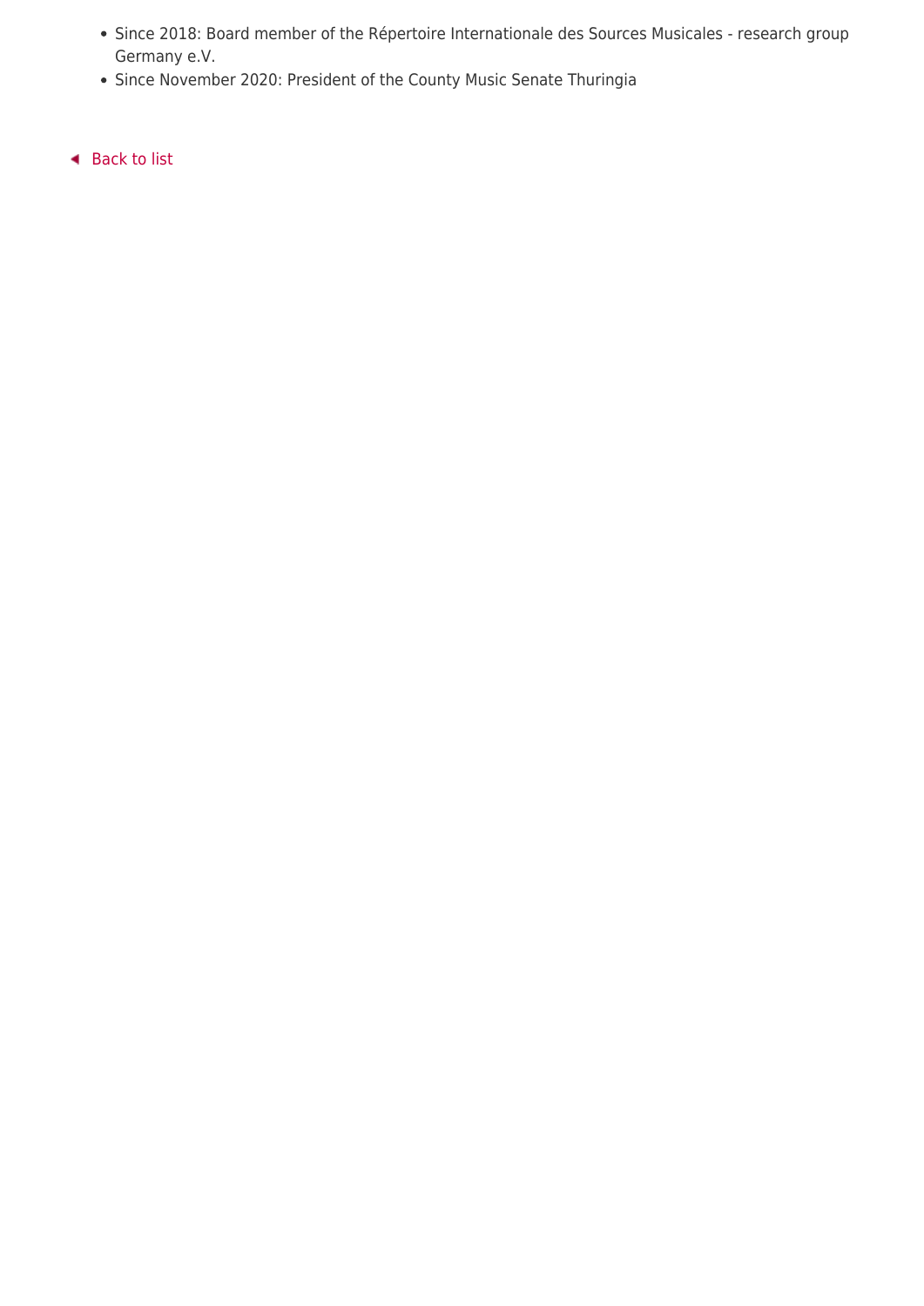- Since 2018: Board member of the Répertoire Internationale des Sources Musicales - research group Germany e.V.
- Since November 2020: President of the County Music Senate Thuringia

◂ Back to list